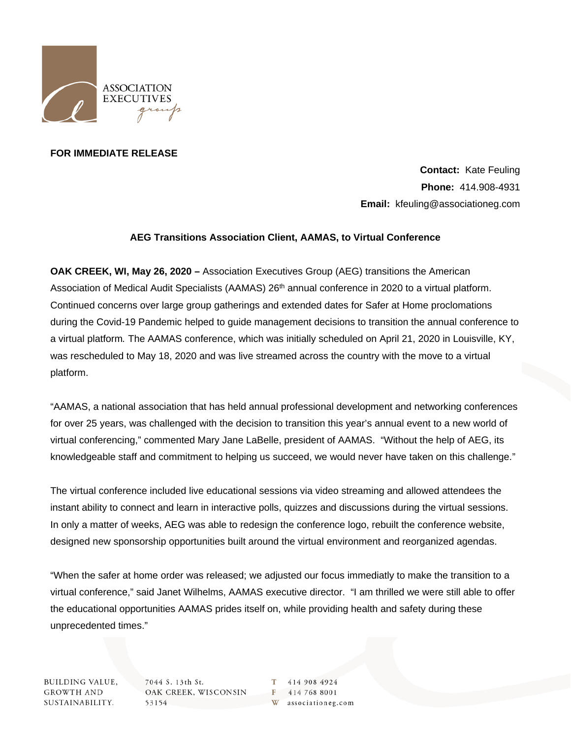ASSOCIATION EXECUTIVES group

**FOR IMMEDIATE RELEASE**

**Contact:** Kate Feuling
**Phone:** 414.908-4931
**Email:** kfeuling@associationeg.com

**AEG Transitions Association Client, AAMAS, to Virtual Conference**

**OAK CREEK, WI, May 26, 2020 –** Association Executives Group (AEG) transitions the American Association of Medical Audit Specialists (AAMAS) 26th annual conference in 2020 to a virtual platform. Continued concerns over large group gatherings and extended dates for Safer at Home proclomations during the Covid-19 Pandemic helped to guide management decisions to transition the annual conference to a virtual platform. The AAMAS conference, which was initially scheduled on April 21, 2020 in Louisville, KY, was rescheduled to May 18, 2020 and was live streamed across the country with the move to a virtual platform.

"AAMAS, a national association that has held annual professional development and networking conferences for over 25 years, was challenged with the decision to transition this year's annual event to a new world of virtual conferencing," commented Mary Jane LaBelle, president of AAMAS. "Without the help of AEG, its knowledgeable staff and commitment to helping us succeed, we would never have taken on this challenge."

The virtual conference included live educational sessions via video streaming and allowed attendees the instant ability to connect and learn in interactive polls, quizzes and discussions during the virtual sessions. In only a matter of weeks, AEG was able to redesign the conference logo, rebuilt the conference website, designed new sponsorship opportunities built around the virtual environment and reorganized agendas.

"When the safer at home order was released; we adjusted our focus immediatly to make the transition to a virtual conference," said Janet Wilhelms, AAMAS executive director. "I am thrilled we were still able to offer the educational opportunities AAMAS prides itself on, while providing health and safety during these unprecedented times."

BUILDING VALUE, GROWTH AND SUSTAINABILITY.

7044 S. 13th St.
OAK CREEK, WISCONSIN 53154

T 414 908 4924
F 414 768 8001
W associationeg.com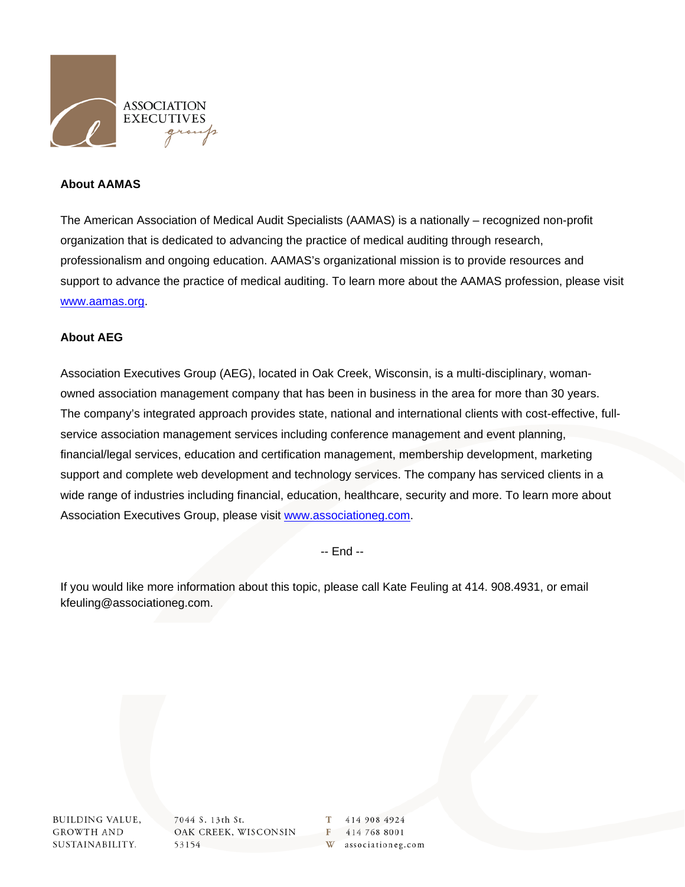**About AAMAS**

The American Association of Medical Audit Specialists (AAMAS) is a nationally – recognized non-profit organization that is dedicated to advancing the practice of medical auditing through research, professionalism and ongoing education. AAMAS's organizational mission is to provide resources and support to advance the practice of medical auditing. To learn more about the AAMAS profession, please visit www.aamas.org.

**About AEG**

Association Executives Group (AEG), located in Oak Creek, Wisconsin, is a multi-disciplinary, woman-owned association management company that has been in business in the area for more than 30 years. The company's integrated approach provides state, national and international clients with cost-effective, full-service association management services including conference management and event planning, financial/legal services, education and certification management, membership development, marketing support and complete web development and technology services. The company has serviced clients in a wide range of industries including financial, education, healthcare, security and more. To learn more about Association Executives Group, please visit www.associationeg.com.

-- End --

If you would like more information about this topic, please call Kate Feuling at 414. 908.4931, or email kfeuling@associationeg.com.

BUILDING VALUE, GROWTH AND SUSTAINABILITY.

7044 S. 13th St.
OAK CREEK, WISCONSIN
53154

T 414 908 4924
F 414 768 8001
W associationeg.com